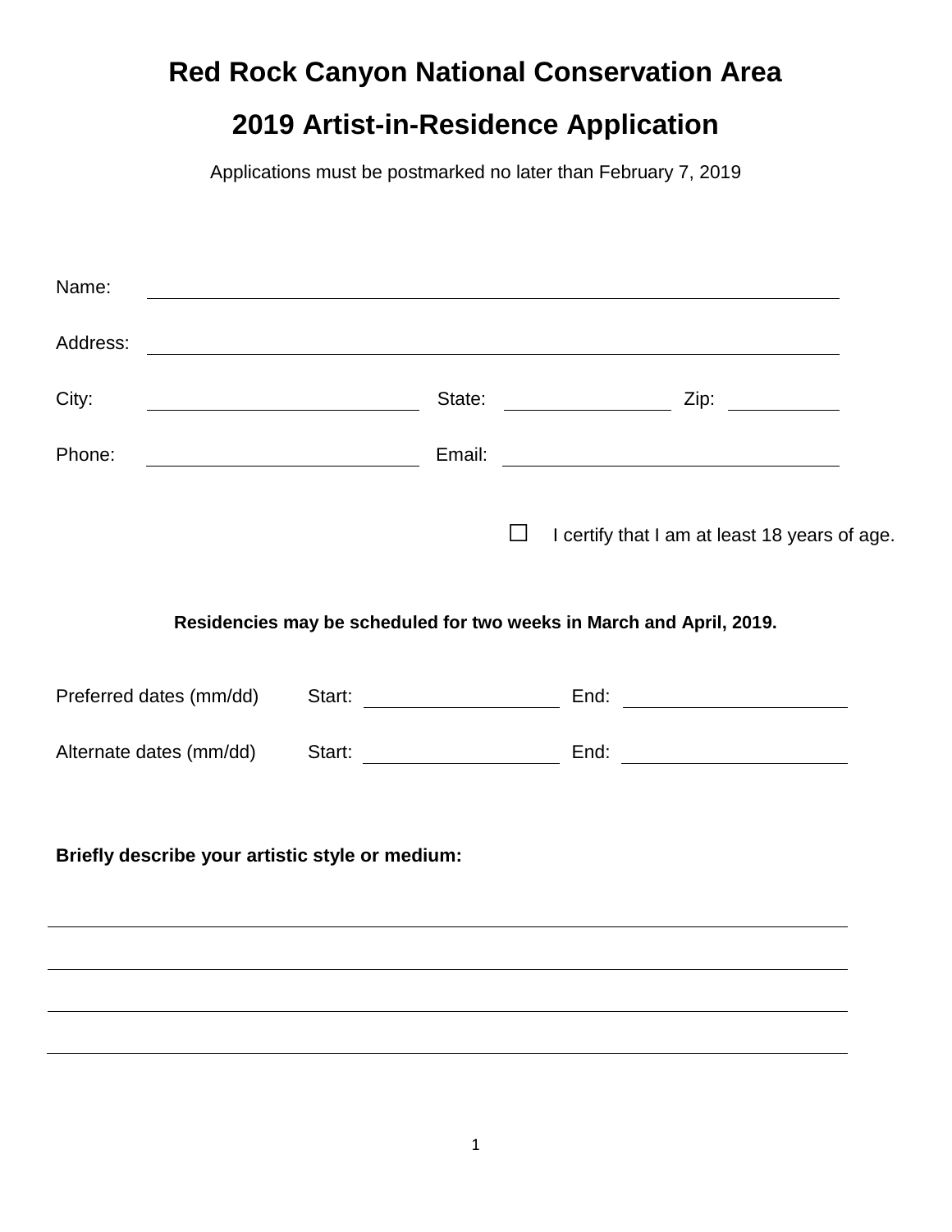# Red Rock Canyon National Conservation Area

## 2019 Artist-in-Residence Application

Applications must be postmarked no later than February 7, 2019

Name: ______________________________________________

Address: ______________________________________________

City: ____________________ State: ____________ Zip: ________

Phone: ____________________ Email: ________________________

☐ I certify that I am at least 18 years of age.

**Residencies may be scheduled for two weeks in March and April, 2019.**

Preferred dates (mm/dd) Start: ______________ End: ______________

Alternate dates (mm/dd) Start: ______________ End: ______________

**Briefly describe your artistic style or medium:**

______________________________________________

______________________________________________

______________________________________________

______________________________________________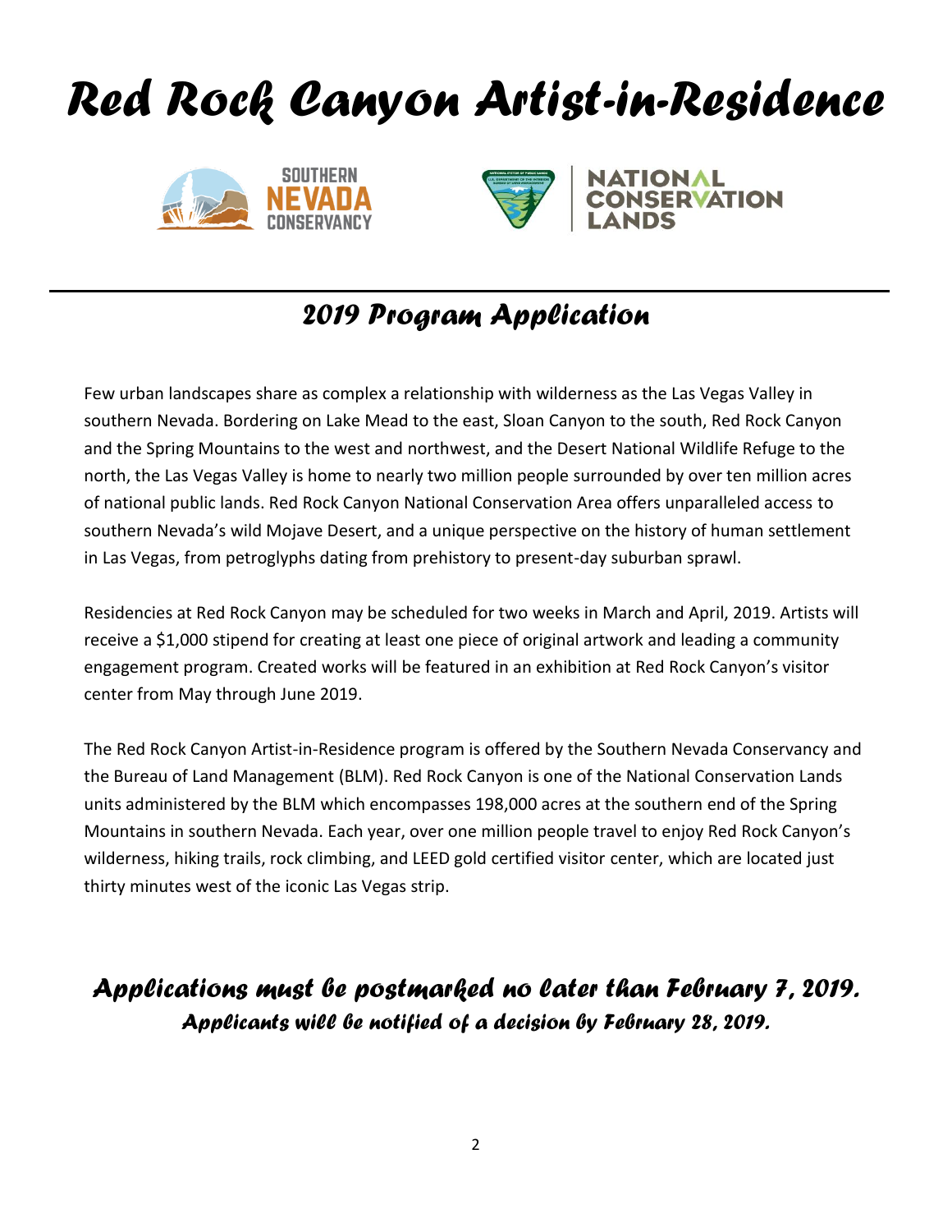# Red Rock Canyon Artist-in-Residence

SOUTHERN NEVADA CONSERVANCY

NATIONAL CONSERVATION LANDS

## 2019 Program Application

Few urban landscapes share as complex a relationship with wilderness as the Las Vegas Valley in southern Nevada. Bordering on Lake Mead to the east, Sloan Canyon to the south, Red Rock Canyon and the Spring Mountains to the west and northwest, and the Desert National Wildlife Refuge to the north, the Las Vegas Valley is home to nearly two million people surrounded by over ten million acres of national public lands. Red Rock Canyon National Conservation Area offers unparalleled access to southern Nevada's wild Mojave Desert, and a unique perspective on the history of human settlement in Las Vegas, from petroglyphs dating from prehistory to present-day suburban sprawl.

Residencies at Red Rock Canyon may be scheduled for two weeks in March and April, 2019. Artists will receive a $1,000 stipend for creating at least one piece of original artwork and leading a community engagement program. Created works will be featured in an exhibition at Red Rock Canyon's visitor center from May through June 2019.

The Red Rock Canyon Artist-in-Residence program is offered by the Southern Nevada Conservancy and the Bureau of Land Management (BLM). Red Rock Canyon is one of the National Conservation Lands units administered by the BLM which encompasses 198,000 acres at the southern end of the Spring Mountains in southern Nevada. Each year, over one million people travel to enjoy Red Rock Canyon's wilderness, hiking trails, rock climbing, and LEED gold certified visitor center, which are located just thirty minutes west of the iconic Las Vegas strip.

## *Applications must be postmarked no later than February 7, 2019.*

### *Applicants will be notified of a decision by February 28, 2019.*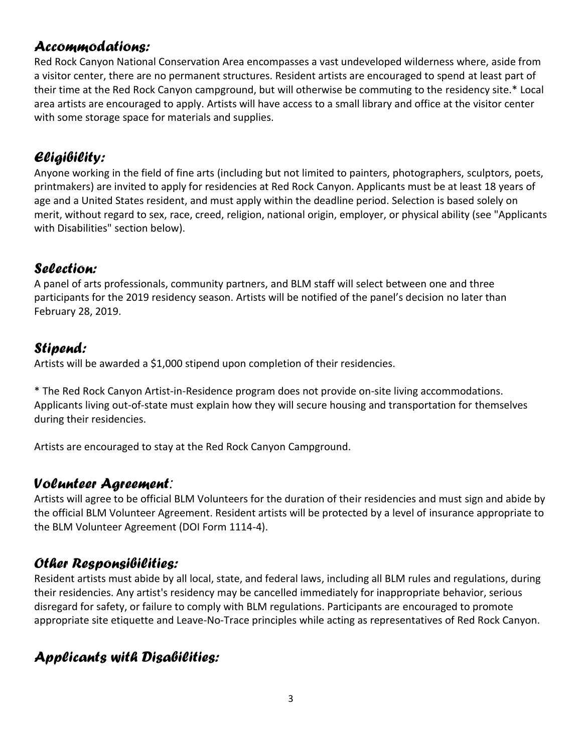## *Accommodations:*

Red Rock Canyon National Conservation Area encompasses a vast undeveloped wilderness where, aside from a visitor center, there are no permanent structures. Resident artists are encouraged to spend at least part of their time at the Red Rock Canyon campground, but will otherwise be commuting to the residency site.* Local area artists are encouraged to apply. Artists will have access to a small library and office at the visitor center with some storage space for materials and supplies.

## *Eligibility:*

Anyone working in the field of fine arts (including but not limited to painters, photographers, sculptors, poets, printmakers) are invited to apply for residencies at Red Rock Canyon. Applicants must be at least 18 years of age and a United States resident, and must apply within the deadline period. Selection is based solely on merit, without regard to sex, race, creed, religion, national origin, employer, or physical ability (see "Applicants with Disabilities" section below).

## *Selection:*

A panel of arts professionals, community partners, and BLM staff will select between one and three participants for the 2019 residency season. Artists will be notified of the panel's decision no later than February 28, 2019.

## *Stipend:*

Artists will be awarded a $1,000 stipend upon completion of their residencies.

* The Red Rock Canyon Artist-in-Residence program does not provide on-site living accommodations. Applicants living out-of-state must explain how they will secure housing and transportation for themselves during their residencies.

Artists are encouraged to stay at the Red Rock Canyon Campground.

## *Volunteer Agreement:*

Artists will agree to be official BLM Volunteers for the duration of their residencies and must sign and abide by the official BLM Volunteer Agreement. Resident artists will be protected by a level of insurance appropriate to the BLM Volunteer Agreement (DOI Form 1114-4).

## *Other Responsibilities:*

Resident artists must abide by all local, state, and federal laws, including all BLM rules and regulations, during their residencies. Any artist's residency may be cancelled immediately for inappropriate behavior, serious disregard for safety, or failure to comply with BLM regulations. Participants are encouraged to promote appropriate site etiquette and Leave-No-Trace principles while acting as representatives of Red Rock Canyon.

## *Applicants with Disabilities:*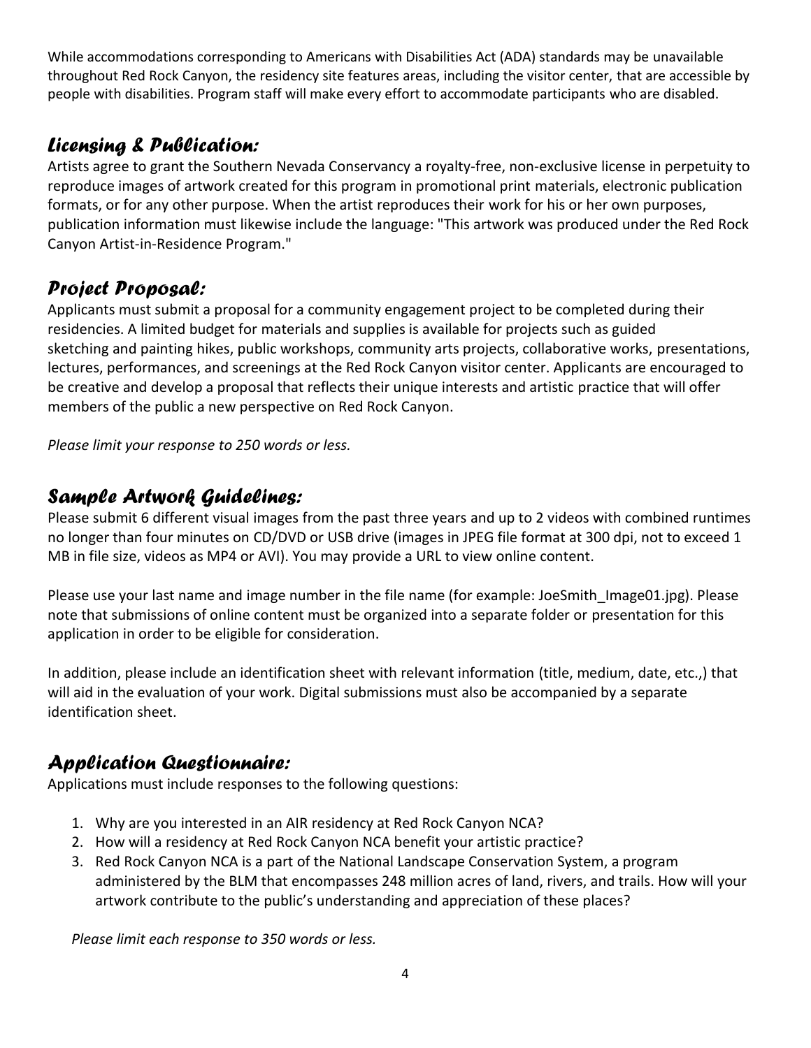While accommodations corresponding to Americans with Disabilities Act (ADA) standards may be unavailable throughout Red Rock Canyon, the residency site features areas, including the visitor center, that are accessible by people with disabilities. Program staff will make every effort to accommodate participants who are disabled.

## *Licensing & Publication:*

Artists agree to grant the Southern Nevada Conservancy a royalty-free, non-exclusive license in perpetuity to reproduce images of artwork created for this program in promotional print materials, electronic publication formats, or for any other purpose. When the artist reproduces their work for his or her own purposes, publication information must likewise include the language: "This artwork was produced under the Red Rock Canyon Artist-in-Residence Program."

## *Project Proposal:*

Applicants must submit a proposal for a community engagement project to be completed during their residencies. A limited budget for materials and supplies is available for projects such as guided sketching and painting hikes, public workshops, community arts projects, collaborative works, presentations, lectures, performances, and screenings at the Red Rock Canyon visitor center. Applicants are encouraged to be creative and develop a proposal that reflects their unique interests and artistic practice that will offer members of the public a new perspective on Red Rock Canyon.

*Please limit your response to 250 words or less.*

## *Sample Artwork Guidelines:*

Please submit 6 different visual images from the past three years and up to 2 videos with combined runtimes no longer than four minutes on CD/DVD or USB drive (images in JPEG file format at 300 dpi, not to exceed 1 MB in file size, videos as MP4 or AVI). You may provide a URL to view online content.

Please use your last name and image number in the file name (for example: JoeSmith_Image01.jpg). Please note that submissions of online content must be organized into a separate folder or presentation for this application in order to be eligible for consideration.

In addition, please include an identification sheet with relevant information (title, medium, date, etc.,) that will aid in the evaluation of your work. Digital submissions must also be accompanied by a separate identification sheet.

## *Application Questionnaire:*

Applications must include responses to the following questions:

1. Why are you interested in an AIR residency at Red Rock Canyon NCA?
2. How will a residency at Red Rock Canyon NCA benefit your artistic practice?
3. Red Rock Canyon NCA is a part of the National Landscape Conservation System, a program administered by the BLM that encompasses 248 million acres of land, rivers, and trails. How will your artwork contribute to the public's understanding and appreciation of these places?

*Please limit each response to 350 words or less.*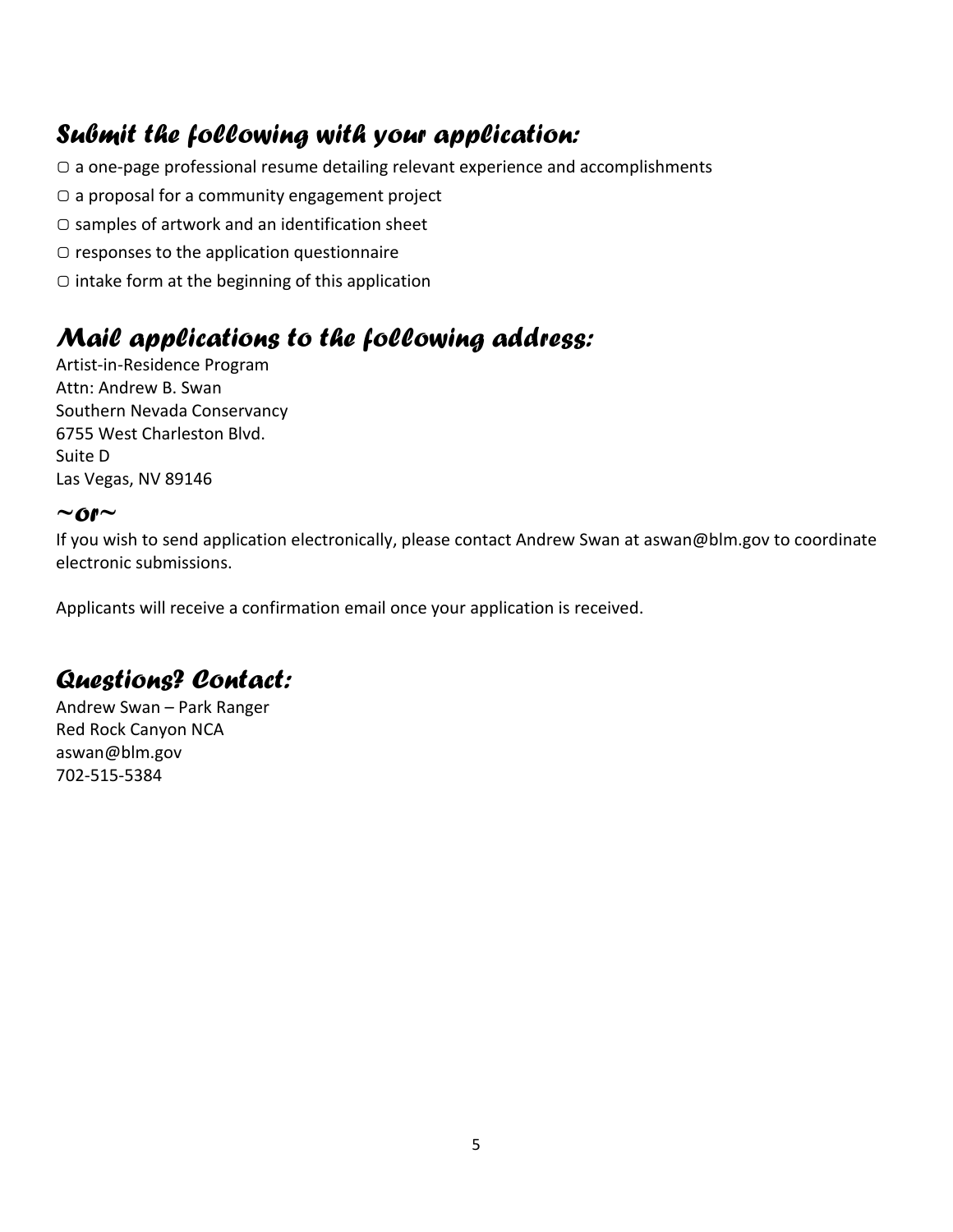## *Submit the following with your application:*

▢ a one-page professional resume detailing relevant experience and accomplishments

▢ a proposal for a community engagement project

▢ samples of artwork and an identification sheet

▢ responses to the application questionnaire

▢ intake form at the beginning of this application

## *Mail applications to the following address:*

Artist-in-Residence Program
Attn: Andrew B. Swan
Southern Nevada Conservancy
6755 West Charleston Blvd.
Suite D
Las Vegas, NV 89146

### *~or~*

If you wish to send application electronically, please contact Andrew Swan at aswan@blm.gov to coordinate electronic submissions.

Applicants will receive a confirmation email once your application is received.

## *Questions? Contact:*

Andrew Swan – Park Ranger
Red Rock Canyon NCA
aswan@blm.gov
702-515-5384